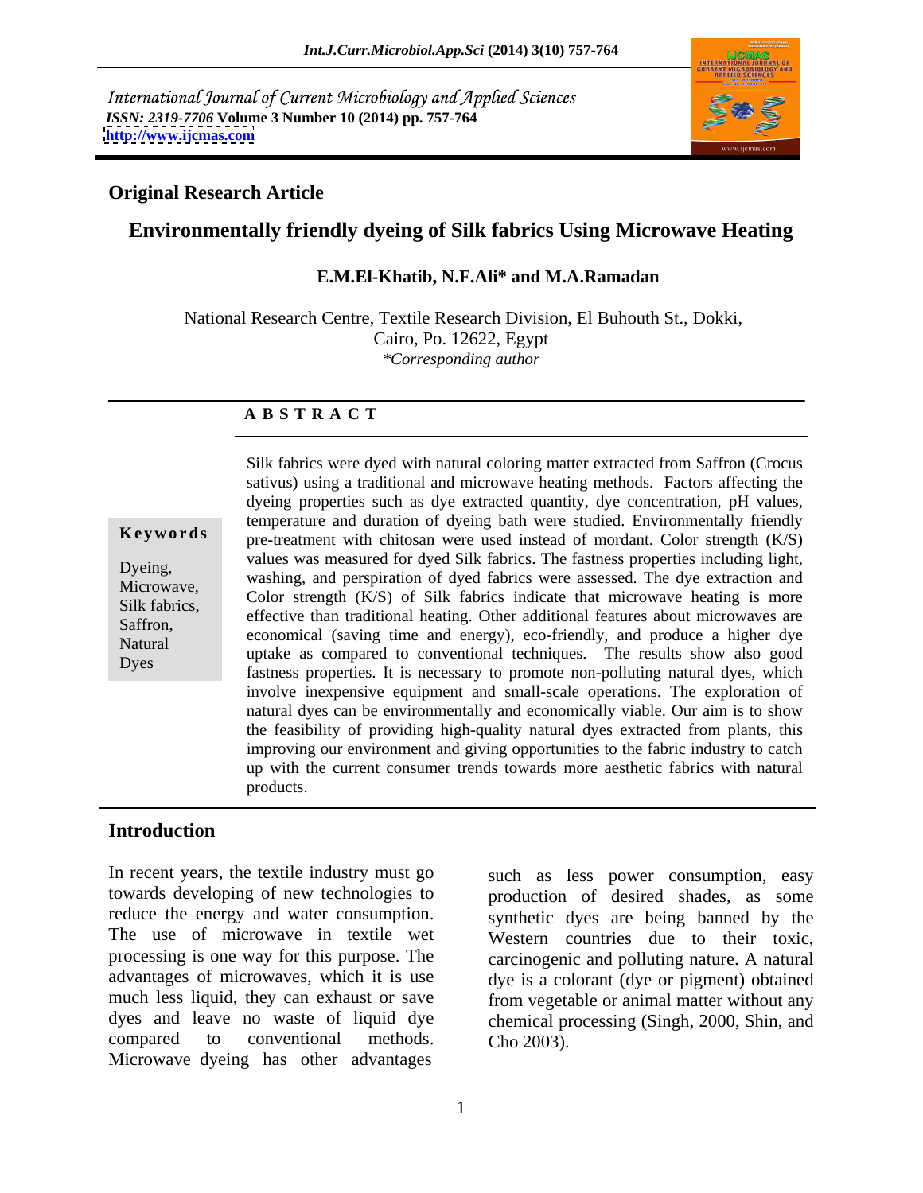International Journal of Current Microbiology and Applied Sciences
*ISSN: 2319-7706* **Volume 3 Number 10 (2014) pp. 757-764**
**http://www.ijcmas.com**

**Original Research Article**

# Environmentally friendly dyeing of Silk fabrics Using Microwave Heating

**E.M.El-Khatib, N.F.Ali\* and M.A.Ramadan**

National Research Centre, Textile Research Division, El Buhouth St., Dokki, Cairo, Po. 12622, Egypt
*\*Corresponding author*

## A B S T R A C T

**Keywords**

Dyeing, Microwave, Silk fabrics, Saffron, Natural Dyes

Silk fabrics were dyed with natural coloring matter extracted from Saffron (Crocus sativus) using a traditional and microwave heating methods. Factors affecting the dyeing properties such as dye extracted quantity, dye concentration, pH values, temperature and duration of dyeing bath were studied. Environmentally friendly pre-treatment with chitosan were used instead of mordant. Color strength (K/S) values was measured for dyed Silk fabrics. The fastness properties including light, washing, and perspiration of dyed fabrics were assessed. The dye extraction and Color strength (K/S) of Silk fabrics indicate that microwave heating is more effective than traditional heating. Other additional features about microwaves are economical (saving time and energy), eco-friendly, and produce a higher dye uptake as compared to conventional techniques. The results show also good fastness properties. It is necessary to promote non-polluting natural dyes, which involve inexpensive equipment and small-scale operations. The exploration of natural dyes can be environmentally and economically viable. Our aim is to show the feasibility of providing high-quality natural dyes extracted from plants, this improving our environment and giving opportunities to the fabric industry to catch up with the current consumer trends towards more aesthetic fabrics with natural products.

## Introduction

In recent years, the textile industry must go towards developing of new technologies to reduce the energy and water consumption. The use of microwave in textile wet processing is one way for this purpose. The advantages of microwaves, which it is use much less liquid, they can exhaust or save dyes and leave no waste of liquid dye compared to conventional methods. Microwave dyeing has other advantages such as less power consumption, easy production of desired shades, as some synthetic dyes are being banned by the Western countries due to their toxic, carcinogenic and polluting nature. A natural dye is a colorant (dye or pigment) obtained from vegetable or animal matter without any chemical processing (Singh, 2000, Shin, and Cho 2003).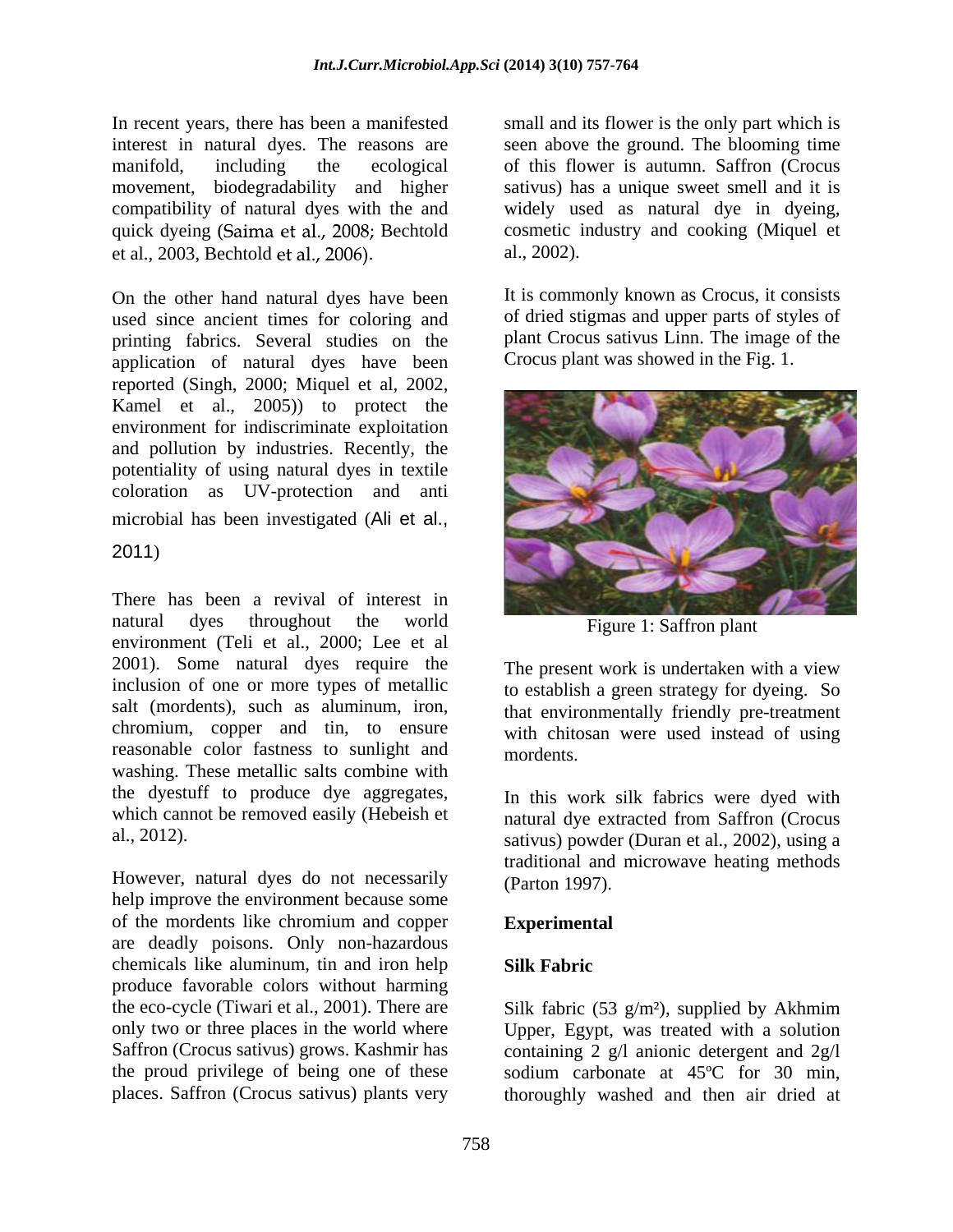In recent years, there has been a manifested interest in natural dyes. The reasons are manifold, including the ecological movement, biodegradability and higher compatibility of natural dyes with the and quick dyeing (Saima et al., 2008; Bechtold et al., 2003, Bechtold et al., 2006).

On the other hand natural dyes have been used since ancient times for coloring and printing fabrics. Several studies on the application of natural dyes have been reported (Singh, 2000; Miquel et al, 2002, Kamel et al., 2005)) to protect the environment for indiscriminate exploitation and pollution by industries. Recently, the potentiality of using natural dyes in textile coloration as UV-protection and anti microbial has been investigated (Ali et al., 2011)

There has been a revival of interest in natural dyes throughout the world environment (Teli et al., 2000; Lee et al 2001). Some natural dyes require the inclusion of one or more types of metallic salt (mordents), such as aluminum, iron, chromium, copper and tin, to ensure reasonable color fastness to sunlight and washing. These metallic salts combine with the dyestuff to produce dye aggregates, which cannot be removed easily (Hebeish et al., 2012).

However, natural dyes do not necessarily help improve the environment because some of the mordents like chromium and copper are deadly poisons. Only non-hazardous chemicals like aluminum, tin and iron help produce favorable colors without harming the eco-cycle (Tiwari et al., 2001). There are only two or three places in the world where Saffron (Crocus sativus) grows. Kashmir has the proud privilege of being one of these places. Saffron (Crocus sativus) plants very small and its flower is the only part which is seen above the ground. The blooming time of this flower is autumn. Saffron (Crocus sativus) has a unique sweet smell and it is widely used as natural dye in dyeing, cosmetic industry and cooking (Miquel et al., 2002).

It is commonly known as Crocus, it consists of dried stigmas and upper parts of styles of plant Crocus sativus Linn. The image of the Crocus plant was showed in the Fig. 1.

Figure 1: Saffron plant

The present work is undertaken with a view to establish a green strategy for dyeing. So that environmentally friendly pre-treatment with chitosan were used instead of using mordents.

In this work silk fabrics were dyed with natural dye extracted from Saffron (Crocus sativus) powder (Duran et al., 2002), using a traditional and microwave heating methods (Parton 1997).

## Experimental

### Silk Fabric

Silk fabric (53 g/m²), supplied by Akhmim Upper, Egypt, was treated with a solution containing 2 g/l anionic detergent and 2g/l sodium carbonate at 45ºC for 30 min, thoroughly washed and then air dried at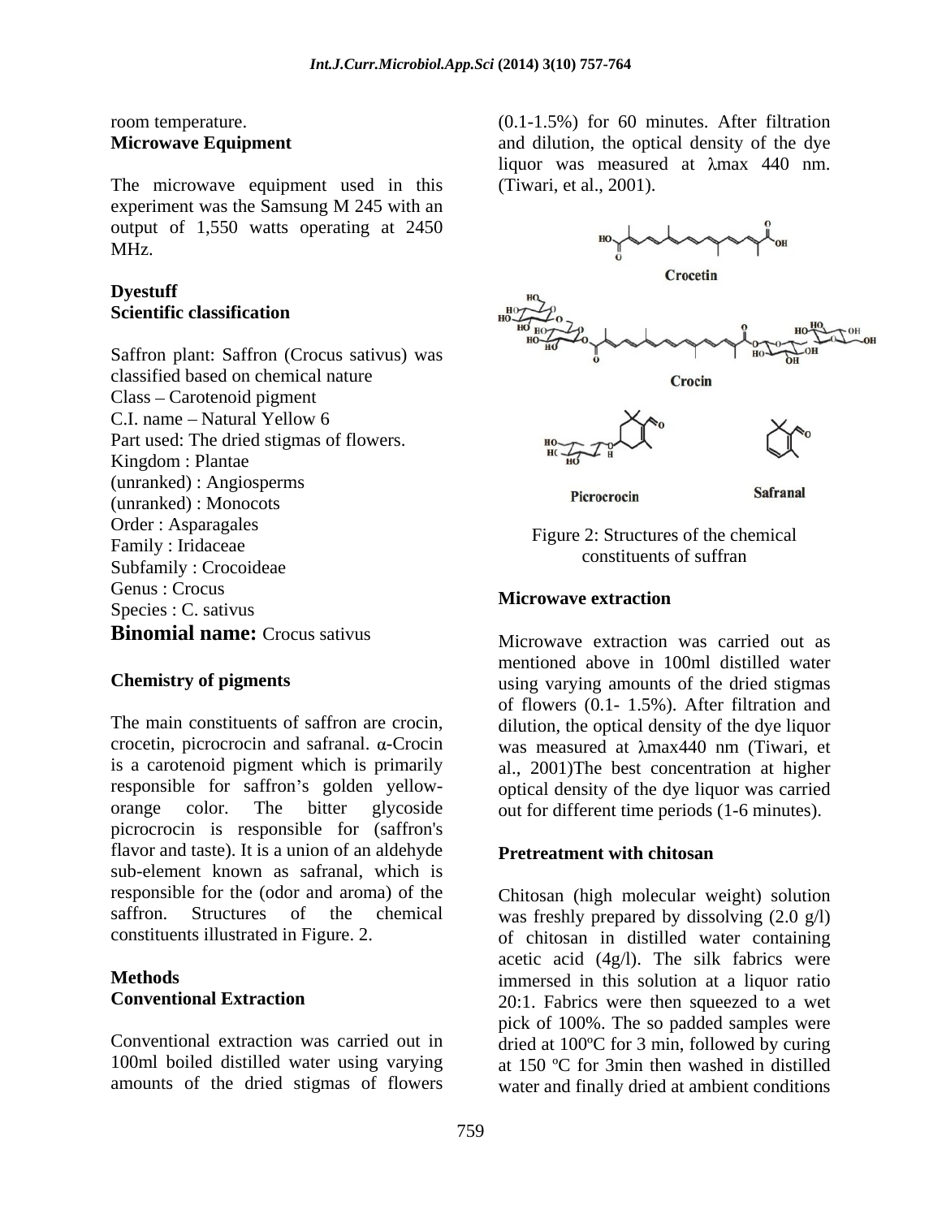room temperature.

**Microwave Equipment**

The microwave equipment used in this experiment was the Samsung M 245 with an output of 1,550 watts operating at 2450 MHz.

**Dyestuff**

**Scientific classification**

Saffron plant: Saffron (Crocus sativus) was classified based on chemical nature
Class – Carotenoid pigment
C.I. name – Natural Yellow 6
Part used: The dried stigmas of flowers.
Kingdom : Plantae
(unranked) : Angiosperms
(unranked) : Monocots
Order : Asparagales
Family : Iridaceae
Subfamily : Crocoideae
Genus : Crocus
Species : C. sativus
**Binomial name:** Crocus sativus

**Chemistry of pigments**

The main constituents of saffron are crocin, crocetin, picrocrocin and safranal. α-Crocin is a carotenoid pigment which is primarily responsible for saffron's golden yellow-orange color. The bitter glycoside picrocrocin is responsible for (saffron's flavor and taste). It is a union of an aldehyde sub-element known as safranal, which is responsible for the (odor and aroma) of the saffron. Structures of the chemical constituents illustrated in Figure. 2.

**Methods**

**Conventional Extraction**

Conventional extraction was carried out in 100ml boiled distilled water using varying amounts of the dried stigmas of flowers (0.1-1.5%) for 60 minutes. After filtration and dilution, the optical density of the dye liquor was measured at λmax 440 nm. (Tiwari, et al., 2001).

Crocetin

Crocin

Picrocrocin

Safranal

Figure 2: Structures of the chemical constituents of suffran

**Microwave extraction**

Microwave extraction was carried out as mentioned above in 100ml distilled water using varying amounts of the dried stigmas of flowers (0.1- 1.5%). After filtration and dilution, the optical density of the dye liquor was measured at λmax440 nm (Tiwari, et al., 2001)The best concentration at higher optical density of the dye liquor was carried out for different time periods (1-6 minutes).

**Pretreatment with chitosan**

Chitosan (high molecular weight) solution was freshly prepared by dissolving (2.0 g/l) of chitosan in distilled water containing acetic acid (4g/l). The silk fabrics were immersed in this solution at a liquor ratio 20:1. Fabrics were then squeezed to a wet pick of 100%. The so padded samples were dried at 100ºC for 3 min, followed by curing at 150 ºC for 3min then washed in distilled water and finally dried at ambient conditions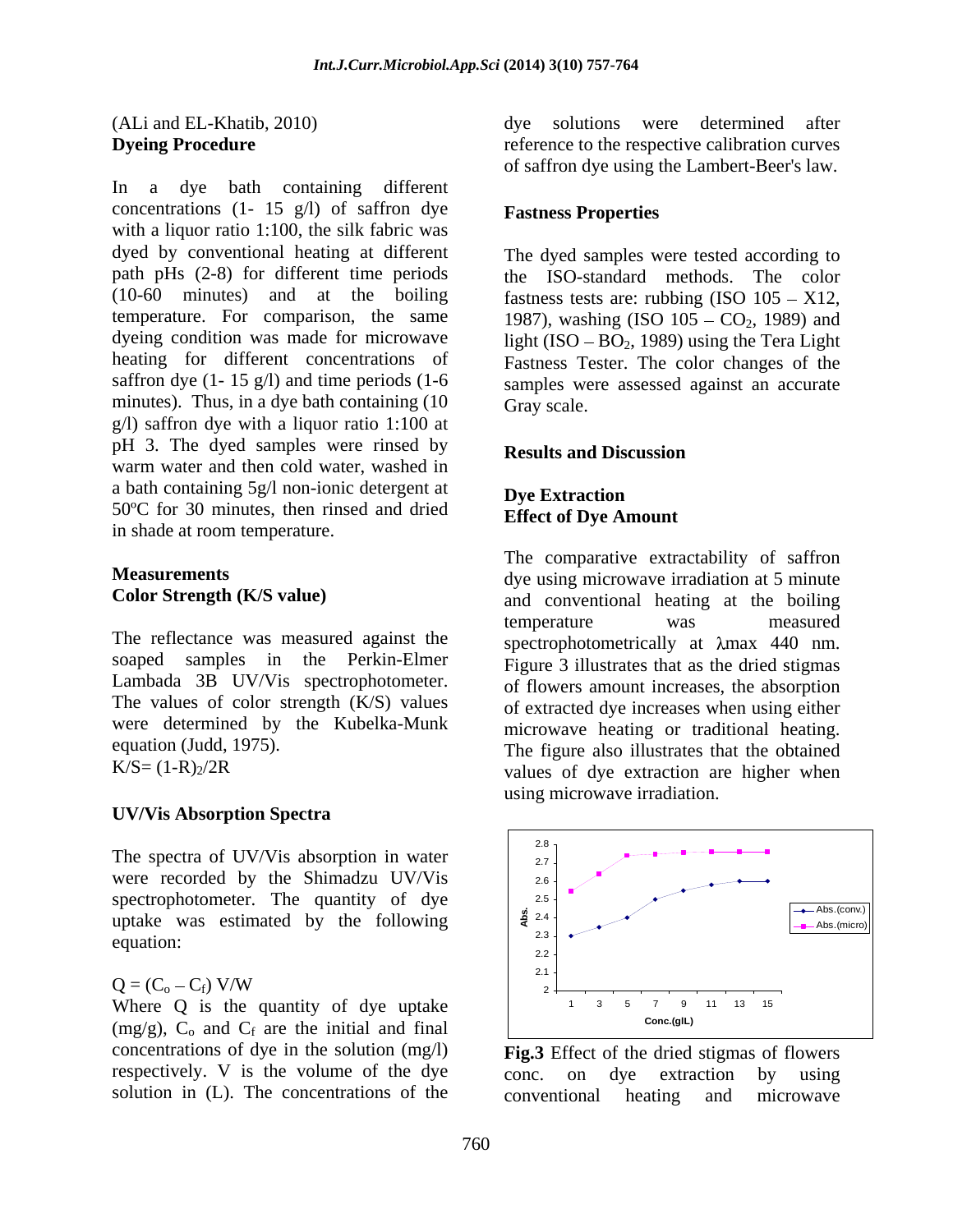(ALi and EL-Khatib, 2010)

**Dyeing Procedure**

In a dye bath containing different concentrations (1- 15 g/l) of saffron dye with a liquor ratio 1:100, the silk fabric was dyed by conventional heating at different path pHs (2-8) for different time periods (10-60 minutes) and at the boiling temperature. For comparison, the same dyeing condition was made for microwave heating for different concentrations of saffron dye (1- 15 g/l) and time periods (1-6 minutes). Thus, in a dye bath containing (10 g/l) saffron dye with a liquor ratio 1:100 at pH 3. The dyed samples were rinsed by warm water and then cold water, washed in a bath containing 5g/l non-ionic detergent at 50ºC for 30 minutes, then rinsed and dried in shade at room temperature.

**Measurements**

**Color Strength (K/S value)**

The reflectance was measured against the soaped samples in the Perkin-Elmer Lambada 3B UV/Vis spectrophotometer. The values of color strength (K/S) values were determined by the Kubelka-Munk equation (Judd, 1975).

$K/S = (1-R)_2/2R$

**UV/Vis Absorption Spectra**

The spectra of UV/Vis absorption in water were recorded by the Shimadzu UV/Vis spectrophotometer. The quantity of dye uptake was estimated by the following equation:

$$Q = (C_o - C_f)\ V/W$$

Where Q is the quantity of dye uptake (mg/g), $C_o$ and $C_f$ are the initial and final concentrations of dye in the solution (mg/l) respectively. V is the volume of the dye solution in (L). The concentrations of the dye solutions were determined after reference to the respective calibration curves of saffron dye using the Lambert-Beer's law.

**Fastness Properties**

The dyed samples were tested according to the ISO-standard methods. The color fastness tests are: rubbing (ISO 105 – X12, 1987), washing (ISO 105 – $CO_2$, 1989) and light (ISO – $BO_2$, 1989) using the Tera Light Fastness Tester. The color changes of the samples were assessed against an accurate Gray scale.

**Results and Discussion**

**Dye Extraction**

**Effect of Dye Amount**

The comparative extractability of saffron dye using microwave irradiation at 5 minute and conventional heating at the boiling temperature was measured spectrophotometrically at λmax 440 nm. Figure 3 illustrates that as the dried stigmas of flowers amount increases, the absorption of extracted dye increases when using either microwave heating or traditional heating. The figure also illustrates that the obtained values of dye extraction are higher when using microwave irradiation.

**Fig.3** Effect of the dried stigmas of flowers conc. on dye extraction by using conventional heating and microwave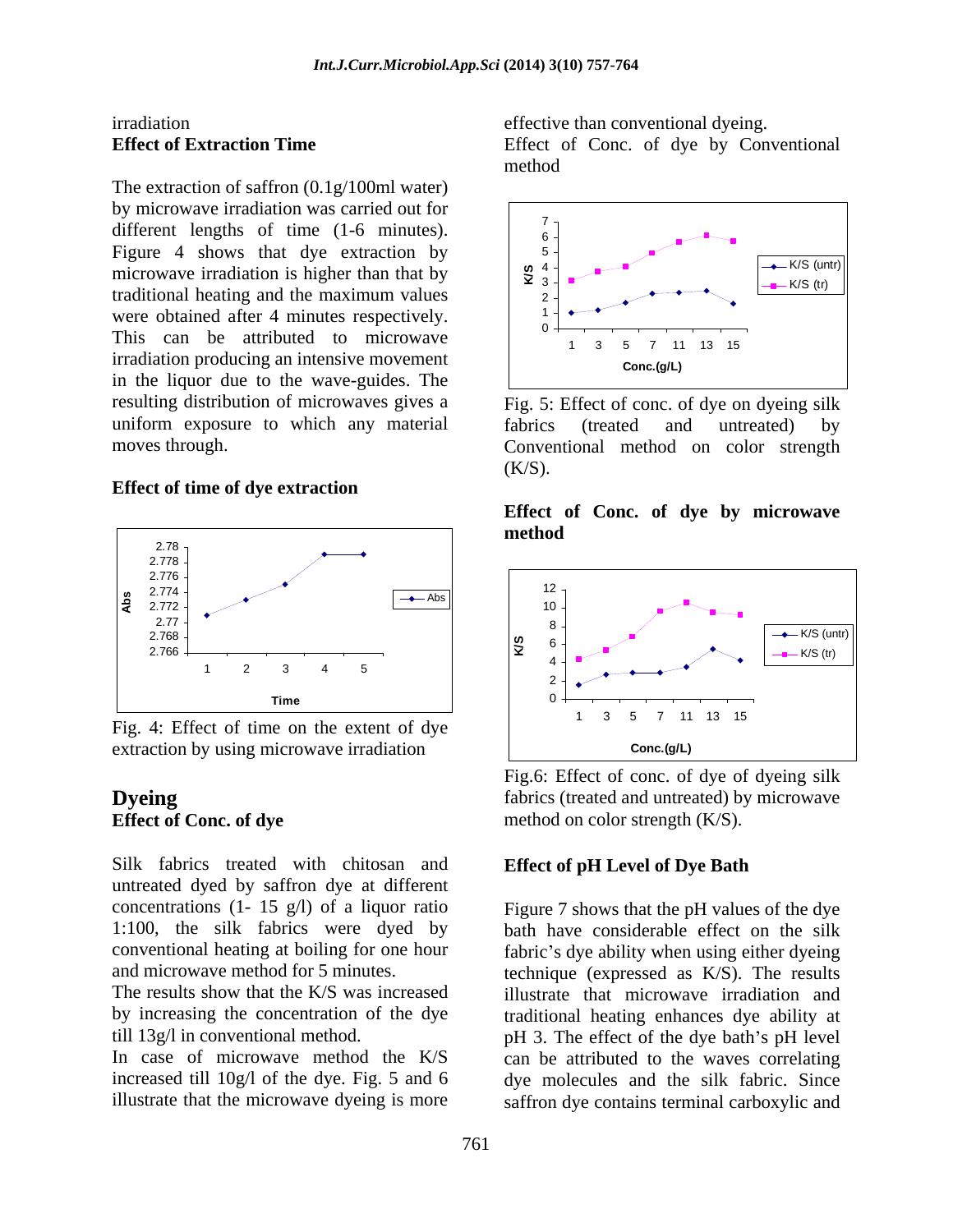irradiation

**Effect of Extraction Time**

The extraction of saffron (0.1g/100ml water) by microwave irradiation was carried out for different lengths of time (1-6 minutes). Figure 4 shows that dye extraction by microwave irradiation is higher than that by traditional heating and the maximum values were obtained after 4 minutes respectively. This can be attributed to microwave irradiation producing an intensive movement in the liquor due to the wave-guides. The resulting distribution of microwaves gives a uniform exposure to which any material moves through.

**Effect of time of dye extraction**

Fig. 4: Effect of time on the extent of dye extraction by using microwave irradiation

## Dyeing

**Effect of Conc. of dye**

Silk fabrics treated with chitosan and untreated dyed by saffron dye at different concentrations (1- 15 g/l) of a liquor ratio 1:100, the silk fabrics were dyed by conventional heating at boiling for one hour and microwave method for 5 minutes.

The results show that the K/S was increased by increasing the concentration of the dye till 13g/l in conventional method.

In case of microwave method the K/S increased till 10g/l of the dye. Fig. 5 and 6 illustrate that the microwave dyeing is more effective than conventional dyeing.

Effect of Conc. of dye by Conventional method

Fig. 5: Effect of conc. of dye on dyeing silk fabrics (treated and untreated) by Conventional method on color strength (K/S).

**Effect of Conc. of dye by microwave method**

Fig.6: Effect of conc. of dye of dyeing silk fabrics (treated and untreated) by microwave method on color strength (K/S).

**Effect of pH Level of Dye Bath**

Figure 7 shows that the pH values of the dye bath have considerable effect on the silk fabric's dye ability when using either dyeing technique (expressed as K/S). The results illustrate that microwave irradiation and traditional heating enhances dye ability at pH 3. The effect of the dye bath's pH level can be attributed to the waves correlating dye molecules and the silk fabric. Since saffron dye contains terminal carboxylic and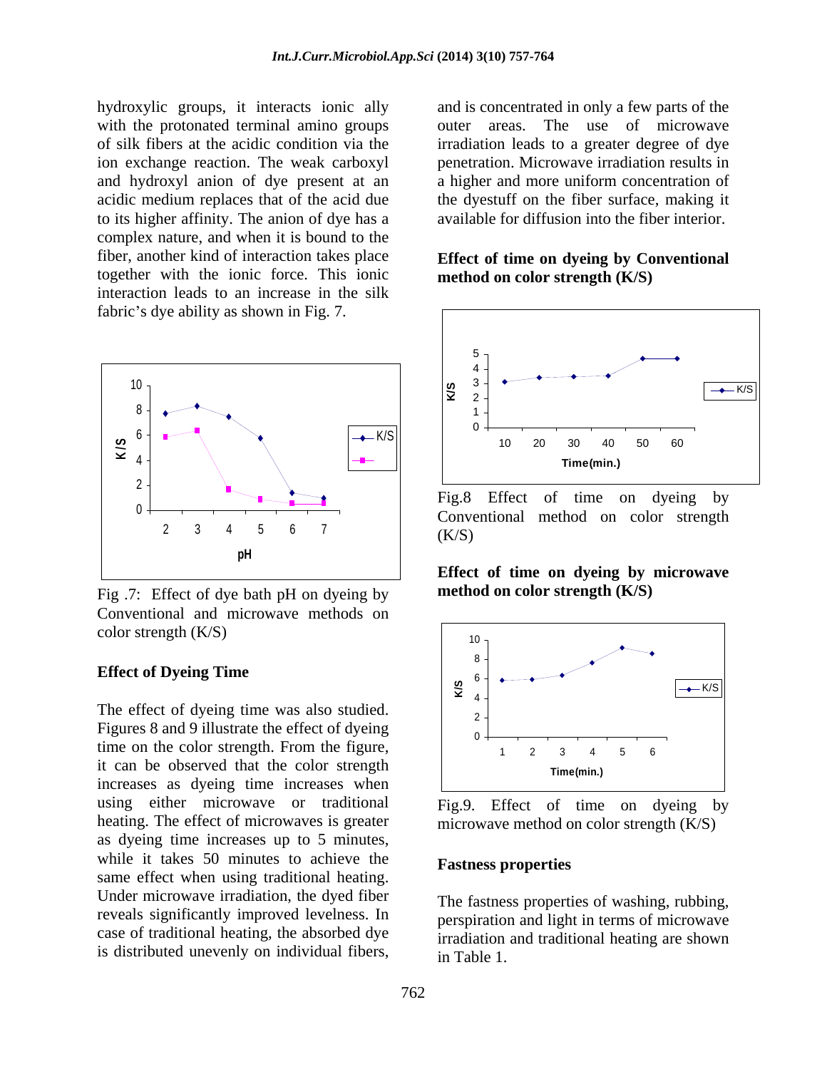hydroxylic groups, it interacts ionic ally with the protonated terminal amino groups of silk fibers at the acidic condition via the ion exchange reaction. The weak carboxyl and hydroxyl anion of dye present at an acidic medium replaces that of the acid due to its higher affinity. The anion of dye has a complex nature, and when it is bound to the fiber, another kind of interaction takes place together with the ionic force. This ionic interaction leads to an increase in the silk fabric's dye ability as shown in Fig. 7.

Fig .7: Effect of dye bath pH on dyeing by Conventional and microwave methods on color strength (K/S)

### Effect of Dyeing Time

The effect of dyeing time was also studied. Figures 8 and 9 illustrate the effect of dyeing time on the color strength. From the figure, it can be observed that the color strength increases as dyeing time increases when using either microwave or traditional heating. The effect of microwaves is greater as dyeing time increases up to 5 minutes, while it takes 50 minutes to achieve the same effect when using traditional heating. Under microwave irradiation, the dyed fiber reveals significantly improved levelness. In case of traditional heating, the absorbed dye is distributed unevenly on individual fibers, and is concentrated in only a few parts of the outer areas. The use of microwave irradiation leads to a greater degree of dye penetration. Microwave irradiation results in a higher and more uniform concentration of the dyestuff on the fiber surface, making it available for diffusion into the fiber interior.

**Effect of time on dyeing by Conventional method on color strength (K/S)**

Fig.8 Effect of time on dyeing by Conventional method on color strength (K/S)

**Effect of time on dyeing by microwave method on color strength (K/S)**

Fig.9. Effect of time on dyeing by microwave method on color strength (K/S)

### Fastness properties

The fastness properties of washing, rubbing, perspiration and light in terms of microwave irradiation and traditional heating are shown in Table 1.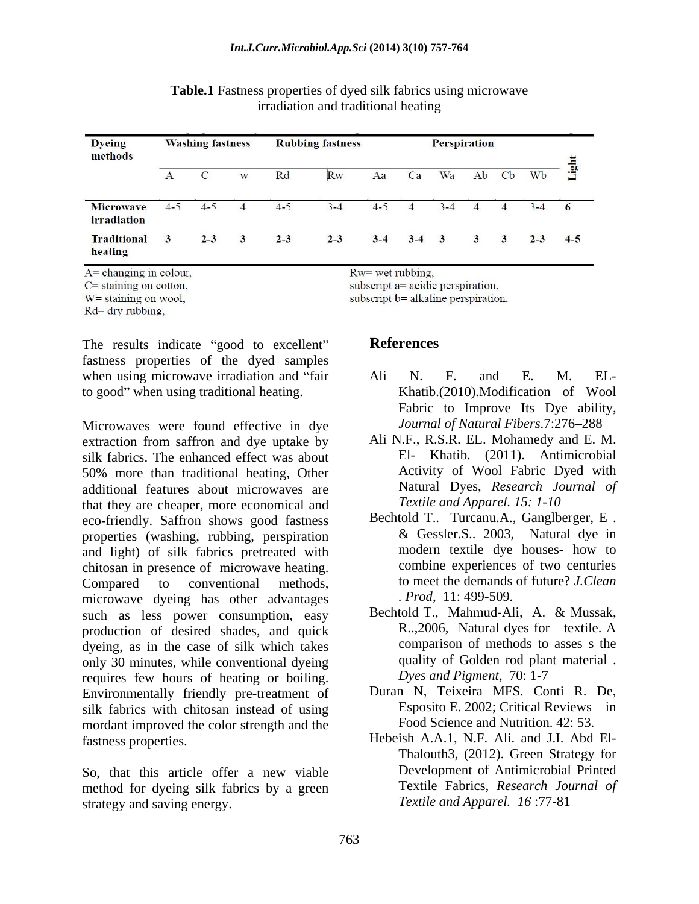**Table.1** Fastness properties of dyed silk fabrics using microwave irradiation and traditional heating

| Dyeing methods | Washing fastness | | | Rubbing fastness | | Perspiration | | | | | | Light |
|---|---|---|---|---|---|---|---|---|---|---|---|---|
| | A | C | w | Rd | Rw | Aa | Ca | Wa | Ab | Cb | Wb | |
| **Microwave irradiation** | 4-5 | 4-5 | 4 | 4-5 | 3-4 | 4-5 | 4 | 3-4 | 4 | 4 | 3-4 | **6** |
| **Traditional heating** | **3** | **2-3** | **3** | **2-3** | **2-3** | **3-4** | **3-4** | **3** | **3** | **3** | **2-3** | **4-5** |

A= changing in colour,
C= staining on cotton,
W= staining on wool,
Rd= dry rubbing,
Rw= wet rubbing,
subscript a= acidic perspiration,
subscript b= alkaline perspiration.

The results indicate "good to excellent" fastness properties of the dyed samples when using microwave irradiation and "fair to good" when using traditional heating.

Microwaves were found effective in dye extraction from saffron and dye uptake by silk fabrics. The enhanced effect was about 50% more than traditional heating, Other additional features about microwaves are that they are cheaper, more economical and eco-friendly. Saffron shows good fastness properties (washing, rubbing, perspiration and light) of silk fabrics pretreated with chitosan in presence of microwave heating. Compared to conventional methods, microwave dyeing has other advantages such as less power consumption, easy production of desired shades, and quick dyeing, as in the case of silk which takes only 30 minutes, while conventional dyeing requires few hours of heating or boiling. Environmentally friendly pre-treatment of silk fabrics with chitosan instead of using mordant improved the color strength and the fastness properties.

So, that this article offer a new viable method for dyeing silk fabrics by a green strategy and saving energy.

## References

Ali N. F. and E. M. EL-Khatib.(2010).Modification of Wool Fabric to Improve Its Dye ability, *Journal of Natural Fibers*.7:276–288

Ali N.F., R.S.R. EL. Mohamedy and E. M. El- Khatib. (2011). Antimicrobial Activity of Wool Fabric Dyed with Natural Dyes, *Research Journal of Textile and Apparel. 15: 1-10*

Bechtold T.. Turcanu.A., Ganglberger, E . & Gessler.S.. 2003, Natural dye in modern textile dye houses- how to combine experiences of two centuries to meet the demands of future? *J.Clean . Prod*, 11: 499-509.

Bechtold T., Mahmud-Ali, A. & Mussak, R..,2006, Natural dyes for textile. A comparison of methods to asses s the quality of Golden rod plant material . *Dyes and Pigment*, 70: 1-7

Duran N, Teixeira MFS. Conti R. De, Esposito E. 2002; Critical Reviews in Food Science and Nutrition. 42: 53.

Hebeish A.A.1, N.F. Ali. and J.I. Abd El-Thalouth3, (2012). Green Strategy for Development of Antimicrobial Printed Textile Fabrics, *Research Journal of Textile and Apparel. 16* :77-81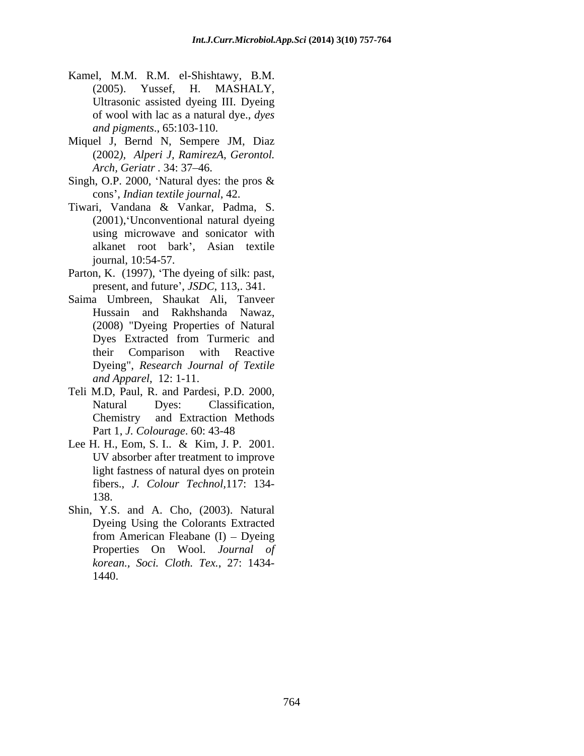Kamel, M.M. R.M. el-Shishtawy, B.M. (2005). Yussef, H. MASHALY, Ultrasonic assisted dyeing III. Dyeing of wool with lac as a natural dye., *dyes and pigments*., 65:103-110.

Miquel J, Bernd N, Sempere JM, Diaz (2002*), Alperi J, RamirezA, Gerontol. Arch, Geriatr* . 34: 37–46.

Singh, O.P. 2000, 'Natural dyes: the pros & cons', *Indian textile journal*, 42.

Tiwari, Vandana & Vankar, Padma, S. (2001),'Unconventional natural dyeing using microwave and sonicator with alkanet root bark', Asian textile journal, 10:54-57.

Parton, K. (1997), 'The dyeing of silk: past, present, and future', *JSDC*, 113,. 341.

Saima Umbreen, Shaukat Ali, Tanveer Hussain and Rakhshanda Nawaz, (2008) "Dyeing Properties of Natural Dyes Extracted from Turmeric and their Comparison with Reactive Dyeing", *Research Journal of Textile and Apparel*, 12: 1-11.

Teli M.D, Paul, R. and Pardesi, P.D. 2000, Natural Dyes: Classification, Chemistry and Extraction Methods Part 1, *J. Colourage*. 60: 43-48

Lee H. H., Eom, S. I.. & Kim, J. P. 2001. UV absorber after treatment to improve light fastness of natural dyes on protein fibers., *J. Colour Technol*,117: 134-138.

Shin, Y.S. and A. Cho, (2003). Natural Dyeing Using the Colorants Extracted from American Fleabane (I) – Dyeing Properties On Wool. *Journal of korean., Soci. Cloth. Tex.*, 27: 1434-1440.